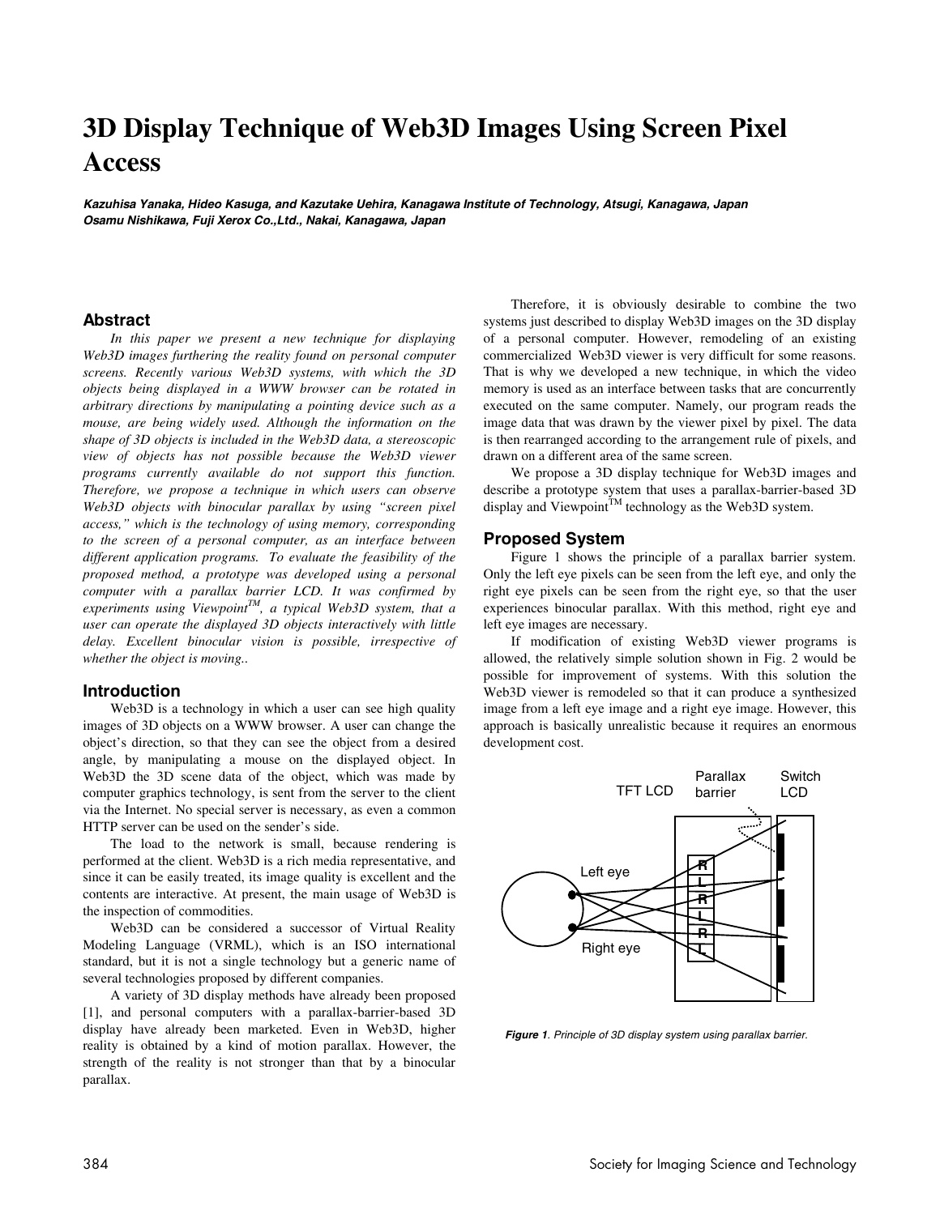# 3D Display Technique of Web3D Images Using Screen Pixel Access

***Kazuhisa Yanaka, Hideo Kasuga, and Kazutake Uehira, Kanagawa Institute of Technology, Atsugi, Kanagawa, Japan***
***Osamu Nishikawa, Fuji Xerox Co.,Ltd., Nakai, Kanagawa, Japan***

## Abstract

*In this paper we present a new technique for displaying Web3D images furthering the reality found on personal computer screens. Recently various Web3D systems, with which the 3D objects being displayed in a WWW browser can be rotated in arbitrary directions by manipulating a pointing device such as a mouse, are being widely used. Although the information on the shape of 3D objects is included in the Web3D data, a stereoscopic view of objects has not possible because the Web3D viewer programs currently available do not support this function. Therefore, we propose a technique in which users can observe Web3D objects with binocular parallax by using "screen pixel access," which is the technology of using memory, corresponding to the screen of a personal computer, as an interface between different application programs. To evaluate the feasibility of the proposed method, a prototype was developed using a personal computer with a parallax barrier LCD. It was confirmed by experiments using Viewpoint™, a typical Web3D system, that a user can operate the displayed 3D objects interactively with little delay. Excellent binocular vision is possible, irrespective of whether the object is moving..*

## Introduction

Web3D is a technology in which a user can see high quality images of 3D objects on a WWW browser. A user can change the object's direction, so that they can see the object from a desired angle, by manipulating a mouse on the displayed object. In Web3D the 3D scene data of the object, which was made by computer graphics technology, is sent from the server to the client via the Internet. No special server is necessary, as even a common HTTP server can be used on the sender's side.

The load to the network is small, because rendering is performed at the client. Web3D is a rich media representative, and since it can be easily treated, its image quality is excellent and the contents are interactive. At present, the main usage of Web3D is the inspection of commodities.

Web3D can be considered a successor of Virtual Reality Modeling Language (VRML), which is an ISO international standard, but it is not a single technology but a generic name of several technologies proposed by different companies.

A variety of 3D display methods have already been proposed [1], and personal computers with a parallax-barrier-based 3D display have already been marketed. Even in Web3D, higher reality is obtained by a kind of motion parallax. However, the strength of the reality is not stronger than that by a binocular parallax.

Therefore, it is obviously desirable to combine the two systems just described to display Web3D images on the 3D display of a personal computer. However, remodeling of an existing commercialized Web3D viewer is very difficult for some reasons. That is why we developed a new technique, in which the video memory is used as an interface between tasks that are concurrently executed on the same computer. Namely, our program reads the image data that was drawn by the viewer pixel by pixel. The data is then rearranged according to the arrangement rule of pixels, and drawn on a different area of the same screen.

We propose a 3D display technique for Web3D images and describe a prototype system that uses a parallax-barrier-based 3D display and Viewpoint™ technology as the Web3D system.

## Proposed System

Figure 1 shows the principle of a parallax barrier system. Only the left eye pixels can be seen from the left eye, and only the right eye pixels can be seen from the right eye, so that the user experiences binocular parallax. With this method, right eye and left eye images are necessary.

If modification of existing Web3D viewer programs is allowed, the relatively simple solution shown in Fig. 2 would be possible for improvement of systems. With this solution the Web3D viewer is remodeled so that it can produce a synthesized image from a left eye image and a right eye image. However, this approach is basically unrealistic because it requires an enormous development cost.

***Figure 1**. Principle of 3D display system using parallax barrier.*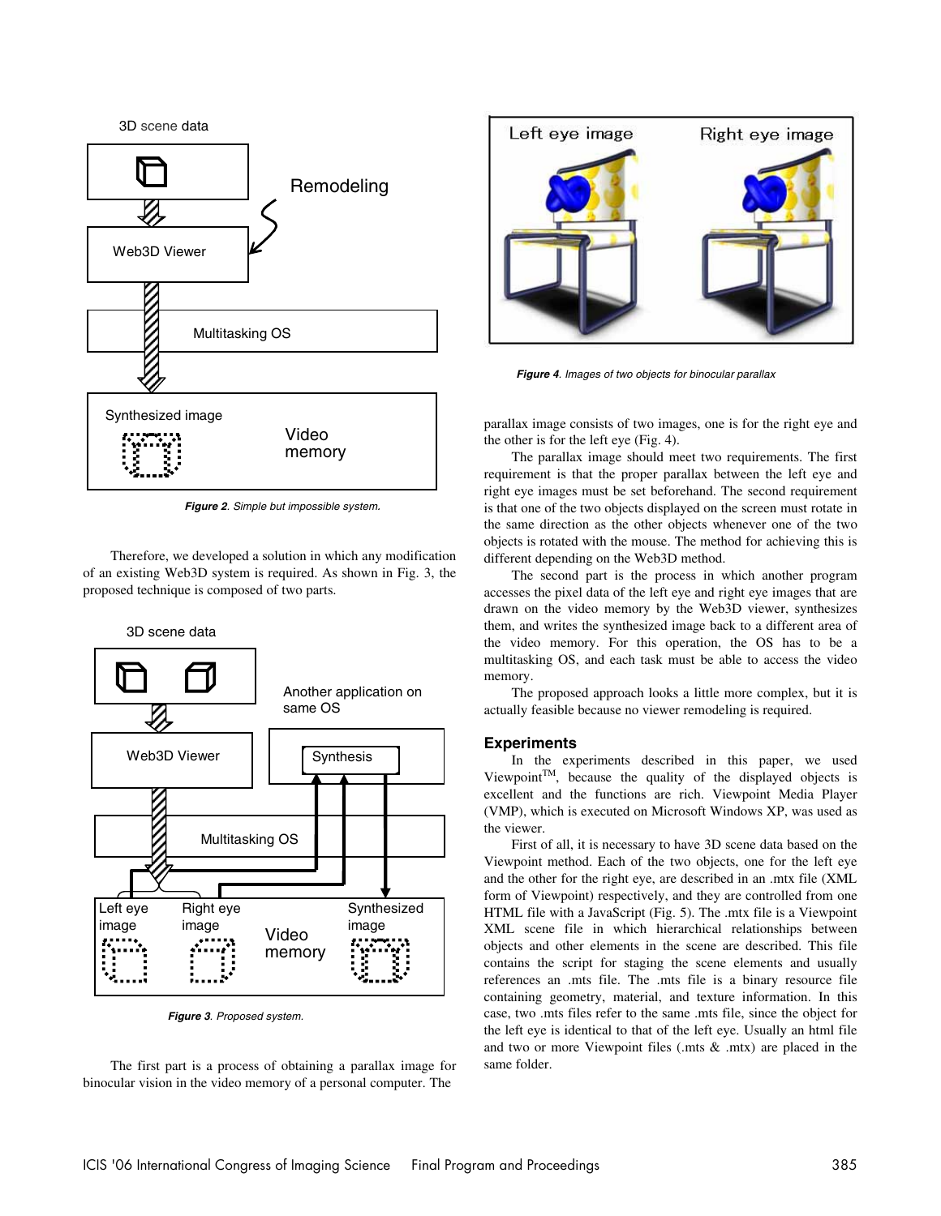*Figure 2. Simple but impossible system.*

Therefore, we developed a solution in which any modification of an existing Web3D system is required. As shown in Fig. 3, the proposed technique is composed of two parts.

*Figure 3. Proposed system.*

The first part is a process of obtaining a parallax image for binocular vision in the video memory of a personal computer. The parallax image consists of two images, one is for the right eye and the other is for the left eye (Fig. 4).

*Figure 4. Images of two objects for binocular parallax*

The parallax image should meet two requirements. The first requirement is that the proper parallax between the left eye and right eye images must be set beforehand. The second requirement is that one of the two objects displayed on the screen must rotate in the same direction as the other objects whenever one of the two objects is rotated with the mouse. The method for achieving this is different depending on the Web3D method.

The second part is the process in which another program accesses the pixel data of the left eye and right eye images that are drawn on the video memory by the Web3D viewer, synthesizes them, and writes the synthesized image back to a different area of the video memory. For this operation, the OS has to be a multitasking OS, and each task must be able to access the video memory.

The proposed approach looks a little more complex, but it is actually feasible because no viewer remodeling is required.

## Experiments

In the experiments described in this paper, we used Viewpoint™, because the quality of the displayed objects is excellent and the functions are rich. Viewpoint Media Player (VMP), which is executed on Microsoft Windows XP, was used as the viewer.

First of all, it is necessary to have 3D scene data based on the Viewpoint method. Each of the two objects, one for the left eye and the other for the right eye, are described in an .mtx file (XML form of Viewpoint) respectively, and they are controlled from one HTML file with a JavaScript (Fig. 5). The .mtx file is a Viewpoint XML scene file in which hierarchical relationships between objects and other elements in the scene are described. This file contains the script for staging the scene elements and usually references an .mts file. The .mts file is a binary resource file containing geometry, material, and texture information. In this case, two .mts files refer to the same .mts file, since the object for the left eye is identical to that of the left eye. Usually an html file and two or more Viewpoint files (.mts & .mtx) are placed in the same folder.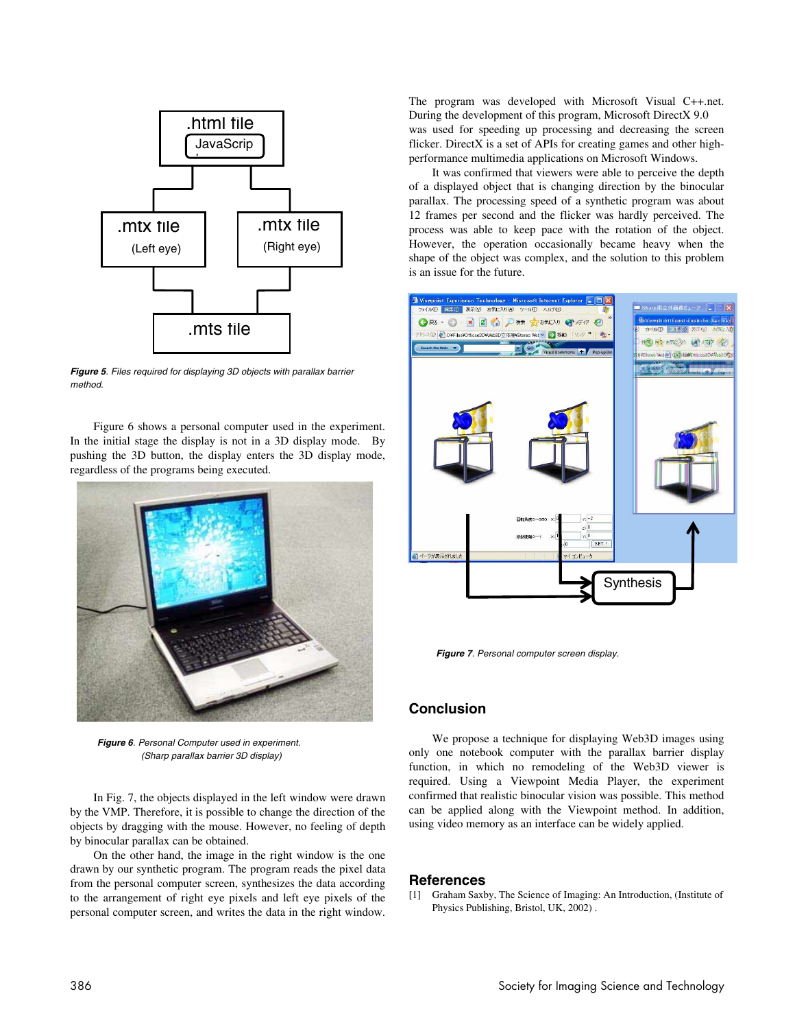*Figure 5. Files required for displaying 3D objects with parallax barrier method.*

Figure 6 shows a personal computer used in the experiment. In the initial stage the display is not in a 3D display mode. By pushing the 3D button, the display enters the 3D display mode, regardless of the programs being executed.

*Figure 6. Personal Computer used in experiment. (Sharp parallax barrier 3D display)*

In Fig. 7, the objects displayed in the left window were drawn by the VMP. Therefore, it is possible to change the direction of the objects by dragging with the mouse. However, no feeling of depth by binocular parallax can be obtained.

On the other hand, the image in the right window is the one drawn by our synthetic program. The program reads the pixel data from the personal computer screen, synthesizes the data according to the arrangement of right eye pixels and left eye pixels of the personal computer screen, and writes the data in the right window.

The program was developed with Microsoft Visual C++.net. During the development of this program, Microsoft DirectX 9.0 was used for speeding up processing and decreasing the screen flicker. DirectX is a set of APIs for creating games and other high-performance multimedia applications on Microsoft Windows.

It was confirmed that viewers were able to perceive the depth of a displayed object that is changing direction by the binocular parallax. The processing speed of a synthetic program was about 12 frames per second and the flicker was hardly perceived. The process was able to keep pace with the rotation of the object. However, the operation occasionally became heavy when the shape of the object was complex, and the solution to this problem is an issue for the future.

*Figure 7. Personal computer screen display.*

## Conclusion

We propose a technique for displaying Web3D images using only one notebook computer with the parallax barrier display function, in which no remodeling of the Web3D viewer is required. Using a Viewpoint Media Player, the experiment confirmed that realistic binocular vision was possible. This method can be applied along with the Viewpoint method. In addition, using video memory as an interface can be widely applied.

## References

[1] Graham Saxby, The Science of Imaging: An Introduction, (Institute of Physics Publishing, Bristol, UK, 2002) .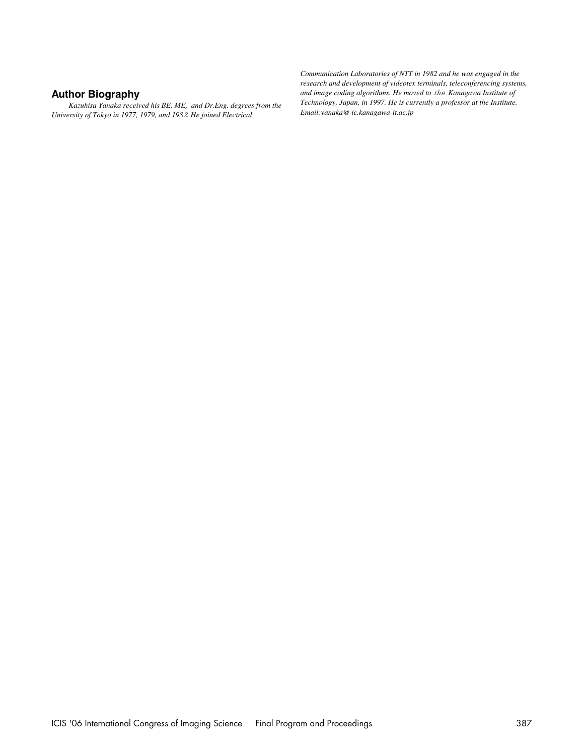## Author Biography

*Kazuhisa Yanaka received his BE, ME, and Dr.Eng. degrees from the University of Tokyo in 1977, 1979, and 1982. He joined Electrical Communication Laboratories of NTT in 1982 and he was engaged in the research and development of videotex terminals, teleconferencing systems, and image coding algorithms. He moved to the Kanagawa Institute of Technology, Japan, in 1997. He is currently a professor at the Institute. Email:yanaka@ ic.kanagawa-it.ac.jp*